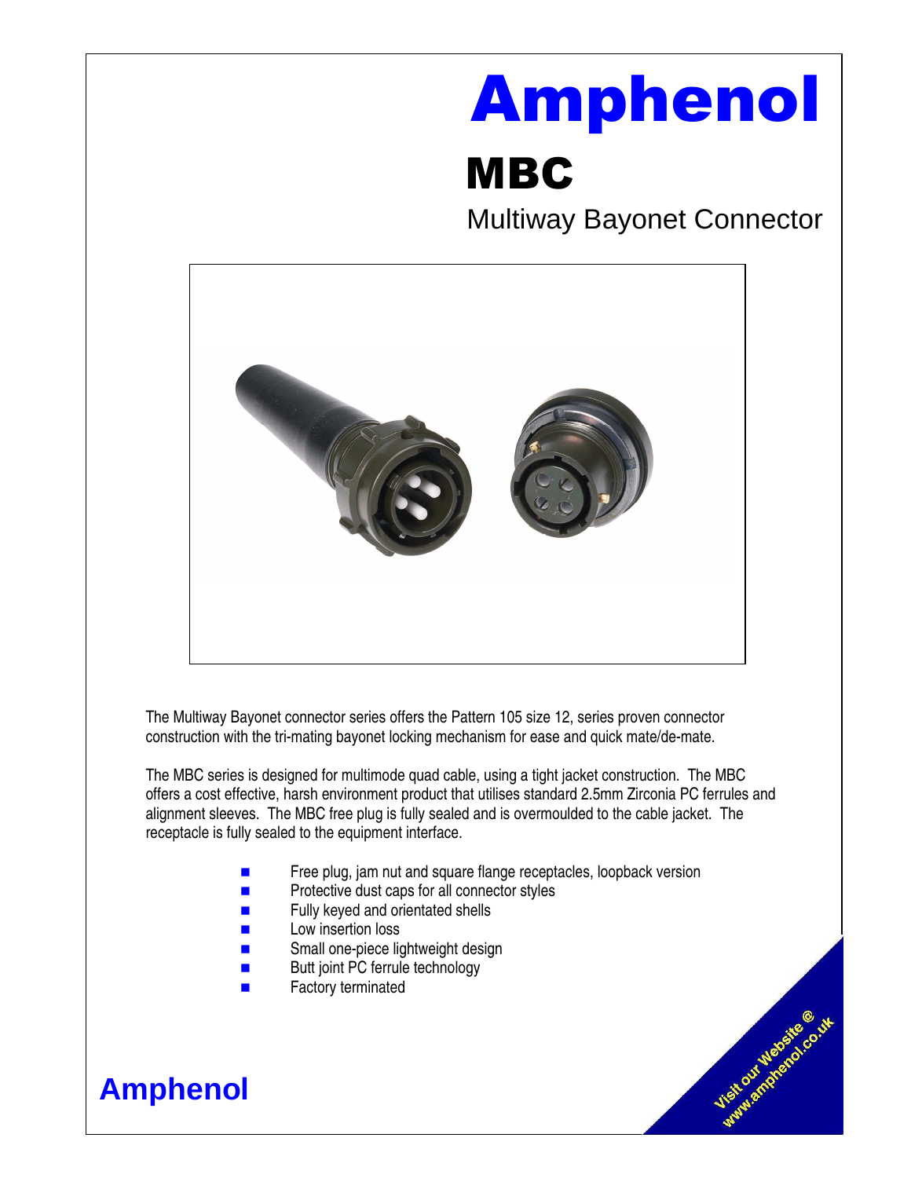# Amphenol

## MBC

### Multiway Bayonet Connector

The Multiway Bayonet connector series offers the Pattern 105 size 12, series proven connector construction with the tri-mating bayonet locking mechanism for ease and quick mate/de-mate.

The MBC series is designed for multimode quad cable, using a tight jacket construction. The MBC offers a cost effective, harsh environment product that utilises standard 2.5mm Zirconia PC ferrules and alignment sleeves. The MBC free plug is fully sealed and is overmoulded to the cable jacket. The receptacle is fully sealed to the equipment interface.

- Free plug, jam nut and square flange receptacles, loopback version
- Protective dust caps for all connector styles
- Fully keyed and orientated shells
- Low insertion loss
- Small one-piece lightweight design
- Butt joint PC ferrule technology
- Factory terminated

**Amphenol**

Visit our Website @ www.amphenol.co.uk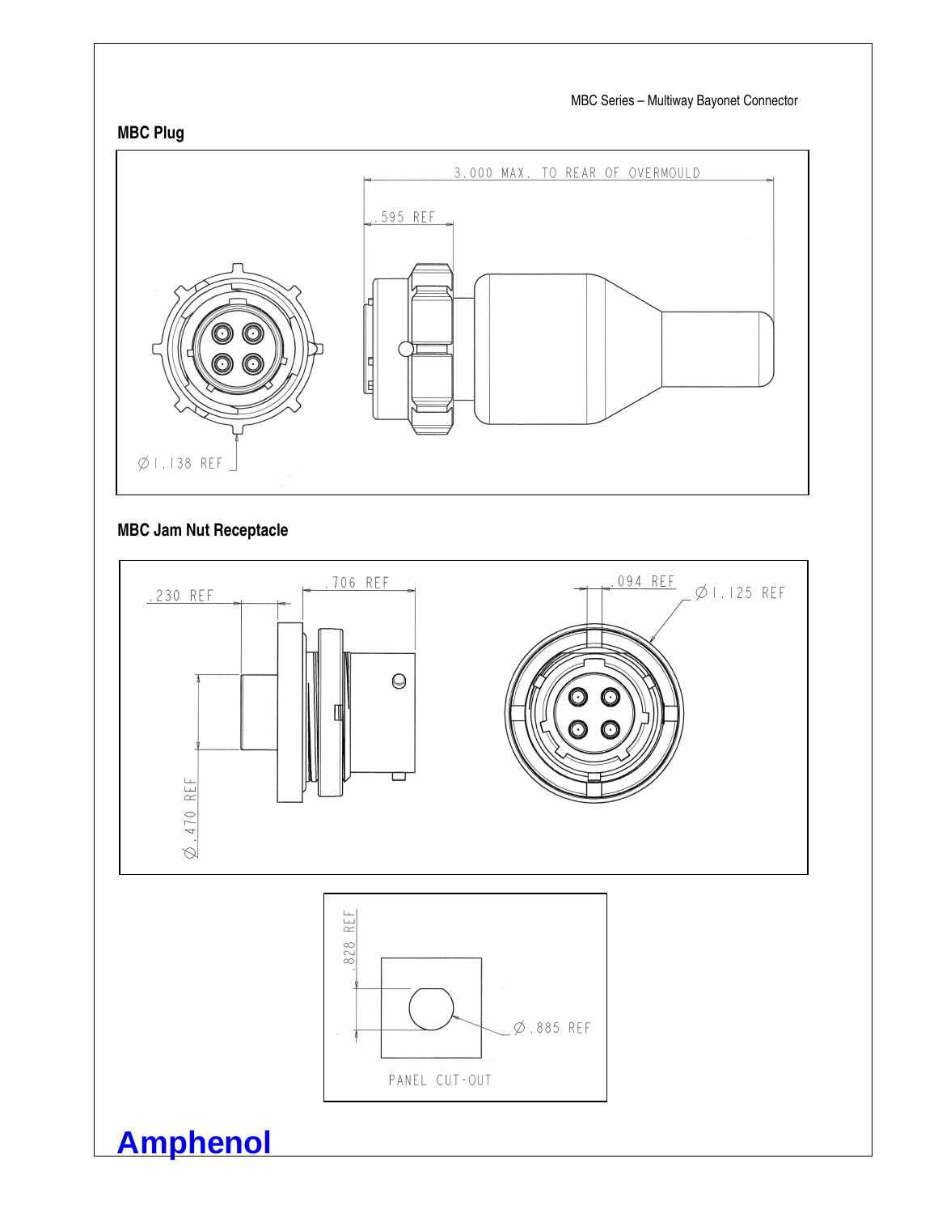## MBC Plug

3.000 MAX. TO REAR OF OVERMOULD

.595 REF

Ø1.138 REF

## MBC Jam Nut Receptacle

.230 REF

.706 REF

.094 REF

Ø1.125 REF

Ø.470 REF

.828 REF

Ø.885 REF

PANEL CUT-OUT

**Amphenol**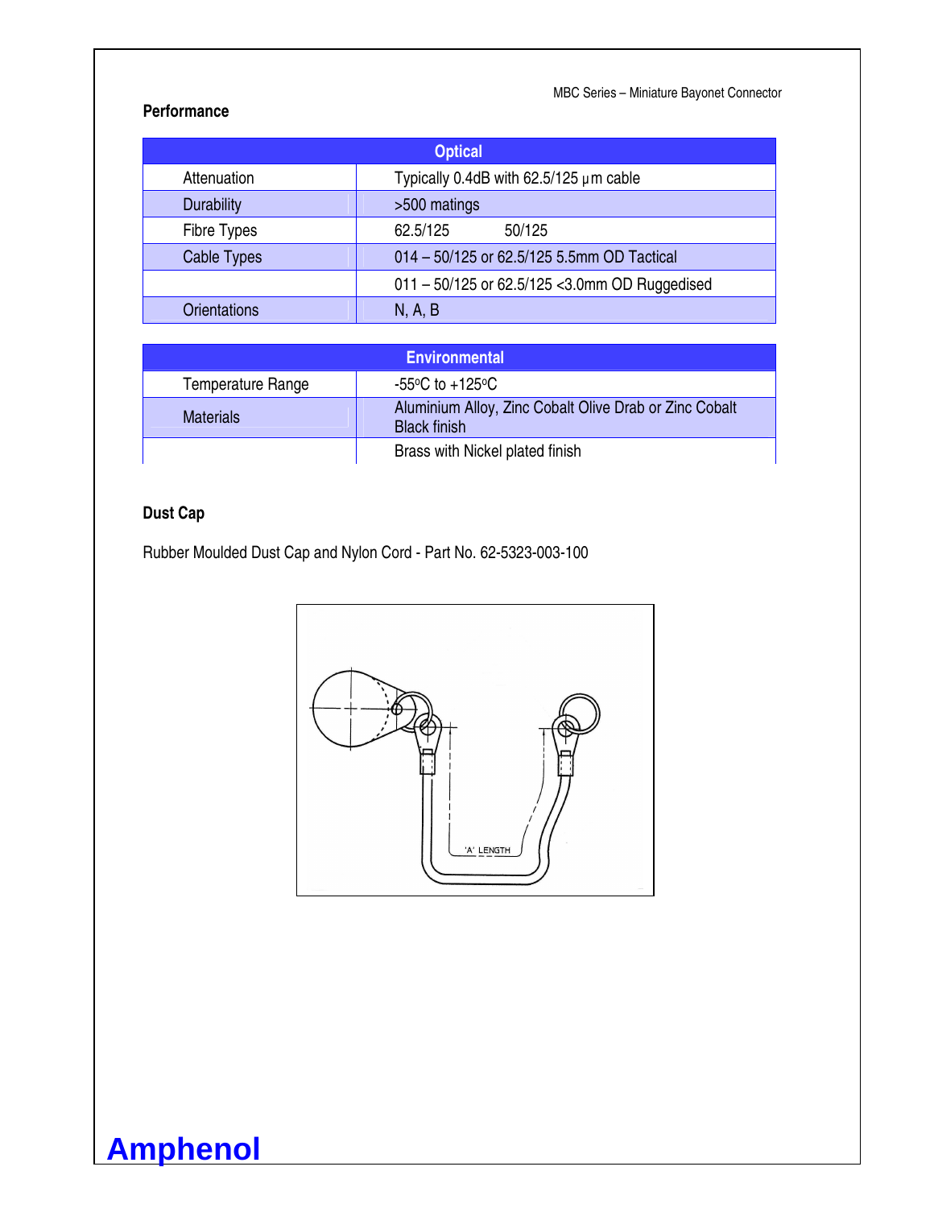## Performance

| Optical | |
|---|---|
| Attenuation | Typically 0.4dB with 62.5/125 μm cable |
| Durability | >500 matings |
| Fibre Types | 62.5/125 50/125 |
| Cable Types | 014 – 50/125 or 62.5/125 5.5mm OD Tactical |
| | 011 – 50/125 or 62.5/125 <3.0mm OD Ruggedised |
| Orientations | N, A, B |

| Environmental | |
|---|---|
| Temperature Range | -55°C to +125°C |
| Materials | Aluminium Alloy, Zinc Cobalt Olive Drab or Zinc Cobalt Black finish |
| | Brass with Nickel plated finish |

## Dust Cap

Rubber Moulded Dust Cap and Nylon Cord - Part No. 62-5323-003-100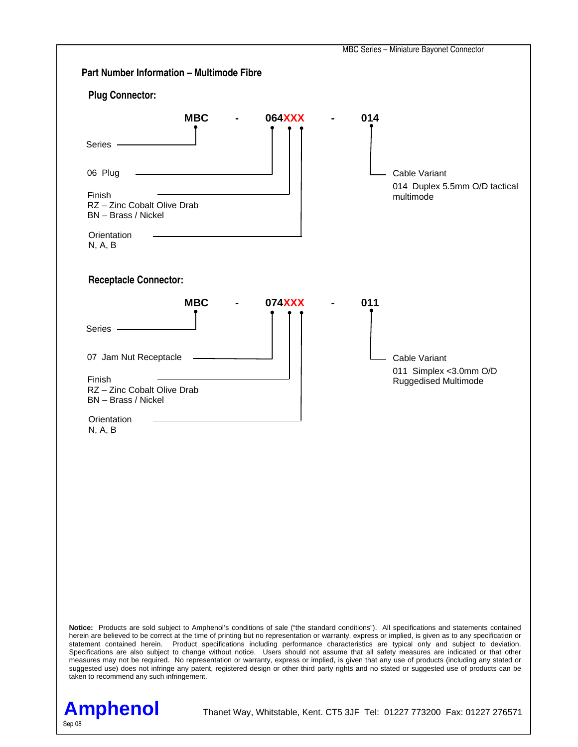## Part Number Information – Multimode Fibre

### Plug Connector:

**MBC - 064XXX - 014**

Series

06 Plug

Finish
RZ – Zinc Cobalt Olive Drab
BN – Brass / Nickel

Orientation
N, A, B

Cable Variant
014 Duplex 5.5mm O/D tactical multimode

### Receptacle Connector:

**MBC - 074XXX - 011**

Series

07 Jam Nut Receptacle

Finish
RZ – Zinc Cobalt Olive Drab
BN – Brass / Nickel

Orientation
N, A, B

Cable Variant
011 Simplex <3.0mm O/D Ruggedised Multimode

**Notice:** Products are sold subject to Amphenol's conditions of sale ("the standard conditions"). All specifications and statements contained herein are believed to be correct at the time of printing but no representation or warranty, express or implied, is given as to any specification or statement contained herein. Product specifications including performance characteristics are typical only and subject to deviation. Specifications are also subject to change without notice. Users should not assume that all safety measures are indicated or that other measures may not be required. No representation or warranty, express or implied, is given that any use of products (including any stated or suggested use) does not infringe any patent, registered design or other third party rights and no stated or suggested use of products can be taken to recommend any such infringement.

**Amphenol**

Sep 08

Thanet Way, Whitstable, Kent. CT5 3JF Tel: 01227 773200 Fax: 01227 276571